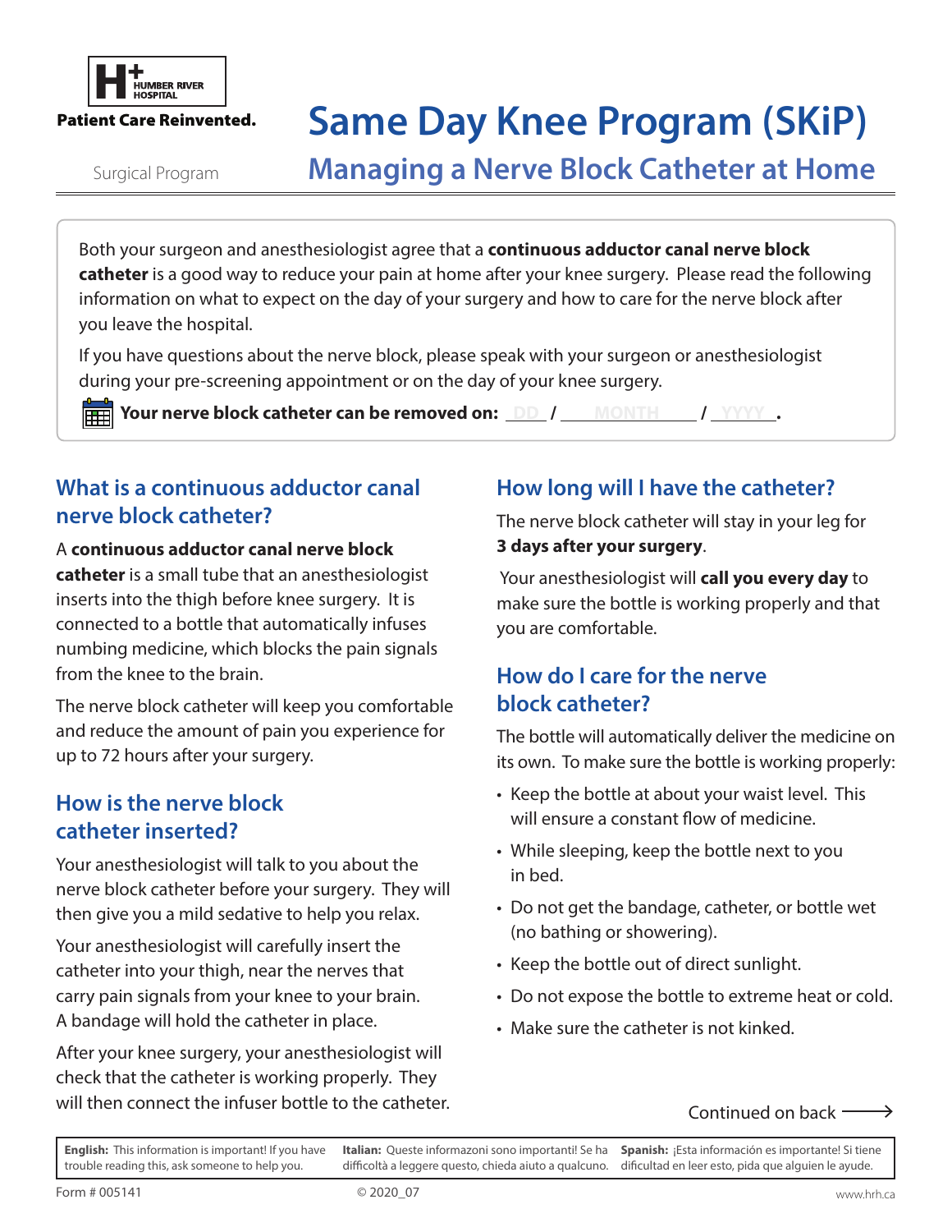Humber River Hospital

**Patient Care Reinvented.**

Surgical Program

# Same Day Knee Program (SKiP)

## Managing a Nerve Block Catheter at Home

Both your surgeon and anesthesiologist agree that a **continuous adductor canal nerve block catheter** is a good way to reduce your pain at home after your knee surgery. Please read the following information on what to expect on the day of your surgery and how to care for the nerve block after you leave the hospital.

If you have questions about the nerve block, please speak with your surgeon or anesthesiologist during your pre-screening appointment or on the day of your knee surgery.

**Your nerve block catheter can be removed on:** \_\_DD\_\_ / \_\_MONTH\_\_ / \_\_YYYY\_\_.

### What is a continuous adductor canal nerve block catheter?

A **continuous adductor canal nerve block catheter** is a small tube that an anesthesiologist inserts into the thigh before knee surgery. It is connected to a bottle that automatically infuses numbing medicine, which blocks the pain signals from the knee to the brain.

The nerve block catheter will keep you comfortable and reduce the amount of pain you experience for up to 72 hours after your surgery.

### How is the nerve block catheter inserted?

Your anesthesiologist will talk to you about the nerve block catheter before your surgery. They will then give you a mild sedative to help you relax.

Your anesthesiologist will carefully insert the catheter into your thigh, near the nerves that carry pain signals from your knee to your brain. A bandage will hold the catheter in place.

After your knee surgery, your anesthesiologist will check that the catheter is working properly. They will then connect the infuser bottle to the catheter.

### How long will I have the catheter?

The nerve block catheter will stay in your leg for **3 days after your surgery**.

Your anesthesiologist will **call you every day** to make sure the bottle is working properly and that you are comfortable.

### How do I care for the nerve block catheter?

The bottle will automatically deliver the medicine on its own. To make sure the bottle is working properly:

- Keep the bottle at about your waist level. This will ensure a constant flow of medicine.
- While sleeping, keep the bottle next to you in bed.
- Do not get the bandage, catheter, or bottle wet (no bathing or showering).
- Keep the bottle out of direct sunlight.
- Do not expose the bottle to extreme heat or cold.
- Make sure the catheter is not kinked.

Continued on back ⟶

**English:** This information is important! If you have trouble reading this, ask someone to help you.

**Italian:** Queste informazoni sono importanti! Se ha difficoltà a leggere questo, chieda aiuto a qualcuno.

**Spanish:** ¡Esta información es importante! Si tiene dificultad en leer esto, pida que alguien le ayude.

Form # 005141 © 2020_07 www.hrh.ca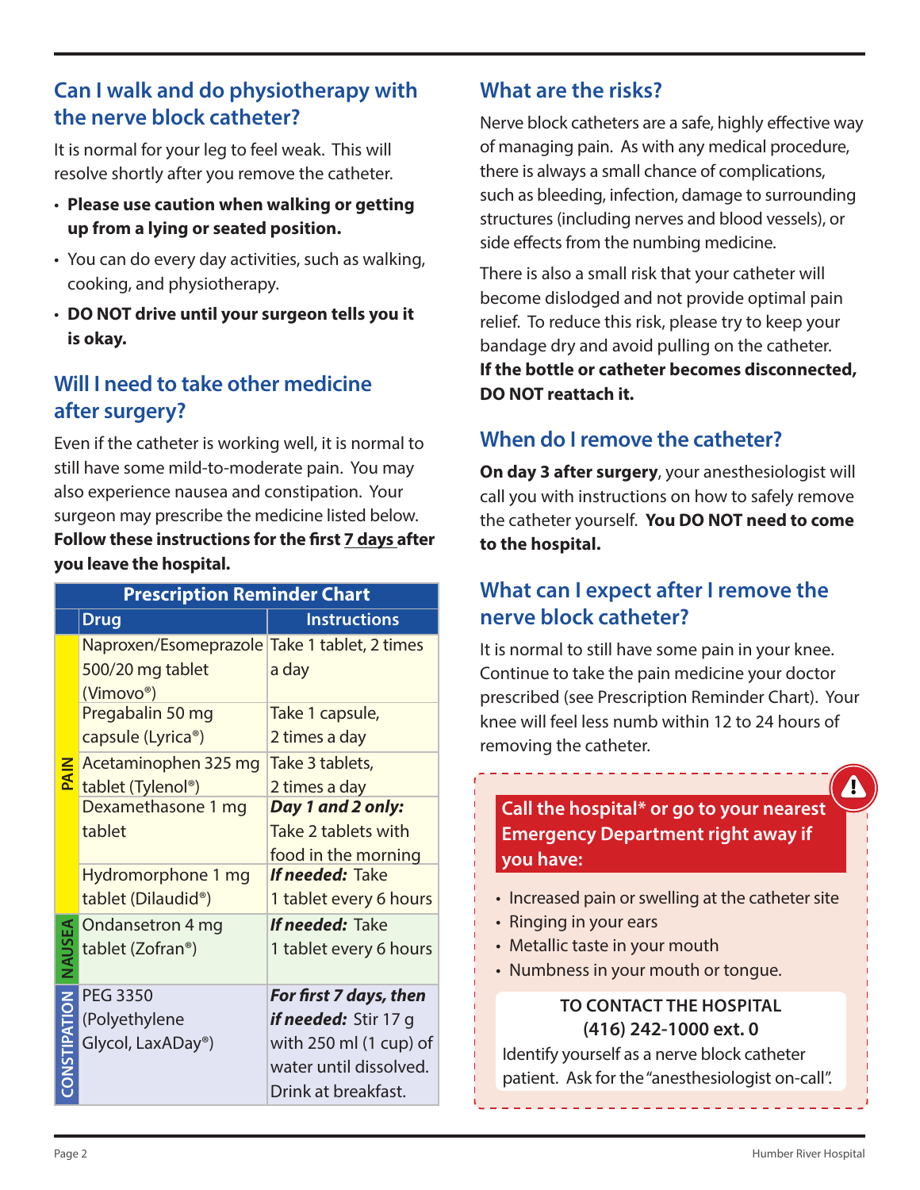## Can I walk and do physiotherapy with the nerve block catheter?

It is normal for your leg to feel weak. This will resolve shortly after you remove the catheter.

- **Please use caution when walking or getting up from a lying or seated position.**
- You can do every day activities, such as walking, cooking, and physiotherapy.
- **DO NOT drive until your surgeon tells you it is okay.**

## Will I need to take other medicine after surgery?

Even if the catheter is working well, it is normal to still have some mild-to-moderate pain. You may also experience nausea and constipation. Your surgeon may prescribe the medicine listed below. **Follow these instructions for the first 7 days after you leave the hospital.**

| Prescription Reminder Chart | | |
|---|---|---|
| | **Drug** | **Instructions** |
| PAIN | Naproxen/Esomeprazole 500/20 mg tablet (Vimovo®) | Take 1 tablet, 2 times a day |
| PAIN | Pregabalin 50 mg capsule (Lyrica®) | Take 1 capsule, 2 times a day |
| PAIN | Acetaminophen 325 mg tablet (Tylenol®) | Take 3 tablets, 2 times a day |
| PAIN | Dexamethasone 1 mg tablet | ***Day 1 and 2 only:*** Take 2 tablets with food in the morning |
| PAIN | Hydromorphone 1 mg tablet (Dilaudid®) | ***If needed:*** Take 1 tablet every 6 hours |
| NAUSEA | Ondansetron 4 mg tablet (Zofran®) | ***If needed:*** Take 1 tablet every 6 hours |
| CONSTIPATION | PEG 3350 (Polyethylene Glycol, LaxADay®) | ***For first 7 days, then if needed:*** Stir 17 g with 250 ml (1 cup) of water until dissolved. Drink at breakfast. |

## What are the risks?

Nerve block catheters are a safe, highly effective way of managing pain. As with any medical procedure, there is always a small chance of complications, such as bleeding, infection, damage to surrounding structures (including nerves and blood vessels), or side effects from the numbing medicine.

There is also a small risk that your catheter will become dislodged and not provide optimal pain relief. To reduce this risk, please try to keep your bandage dry and avoid pulling on the catheter. **If the bottle or catheter becomes disconnected, DO NOT reattach it.**

## When do I remove the catheter?

**On day 3 after surgery**, your anesthesiologist will call you with instructions on how to safely remove the catheter yourself. **You DO NOT need to come to the hospital.**

## What can I expect after I remove the nerve block catheter?

It is normal to still have some pain in your knee. Continue to take the pain medicine your doctor prescribed (see Prescription Reminder Chart). Your knee will feel less numb within 12 to 24 hours of removing the catheter.

**Call the hospital* or go to your nearest Emergency Department right away if you have:**

- Increased pain or swelling at the catheter site
- Ringing in your ears
- Metallic taste in your mouth
- Numbness in your mouth or tongue.

**TO CONTACT THE HOSPITAL**
**(416) 242-1000 ext. 0**
Identify yourself as a nerve block catheter patient. Ask for the "anesthesiologist on-call".